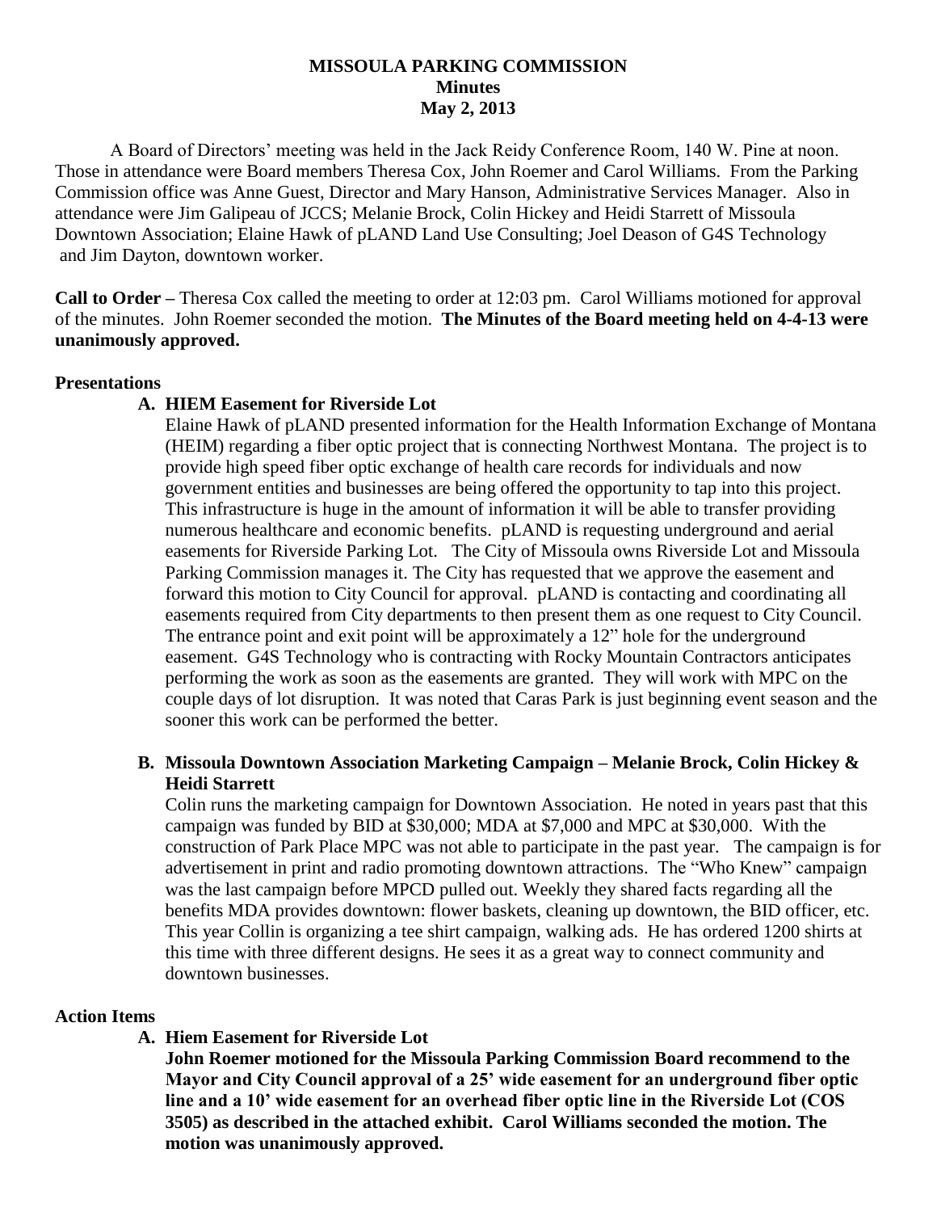# MISSOULA PARKING COMMISSION
## Minutes
### May 2, 2013

A Board of Directors' meeting was held in the Jack Reidy Conference Room, 140 W. Pine at noon. Those in attendance were Board members Theresa Cox, John Roemer and Carol Williams. From the Parking Commission office was Anne Guest, Director and Mary Hanson, Administrative Services Manager. Also in attendance were Jim Galipeau of JCCS; Melanie Brock, Colin Hickey and Heidi Starrett of Missoula Downtown Association; Elaine Hawk of pLAND Land Use Consulting; Joel Deason of G4S Technology and Jim Dayton, downtown worker.

**Call to Order –** Theresa Cox called the meeting to order at 12:03 pm. Carol Williams motioned for approval of the minutes. John Roemer seconded the motion. **The Minutes of the Board meeting held on 4-4-13 were unanimously approved.**

**Presentations**

**A. HIEM Easement for Riverside Lot**

Elaine Hawk of pLAND presented information for the Health Information Exchange of Montana (HEIM) regarding a fiber optic project that is connecting Northwest Montana. The project is to provide high speed fiber optic exchange of health care records for individuals and now government entities and businesses are being offered the opportunity to tap into this project. This infrastructure is huge in the amount of information it will be able to transfer providing numerous healthcare and economic benefits. pLAND is requesting underground and aerial easements for Riverside Parking Lot. The City of Missoula owns Riverside Lot and Missoula Parking Commission manages it. The City has requested that we approve the easement and forward this motion to City Council for approval. pLAND is contacting and coordinating all easements required from City departments to then present them as one request to City Council. The entrance point and exit point will be approximately a 12" hole for the underground easement. G4S Technology who is contracting with Rocky Mountain Contractors anticipates performing the work as soon as the easements are granted. They will work with MPC on the couple days of lot disruption. It was noted that Caras Park is just beginning event season and the sooner this work can be performed the better.

**B. Missoula Downtown Association Marketing Campaign – Melanie Brock, Colin Hickey & Heidi Starrett**

Colin runs the marketing campaign for Downtown Association. He noted in years past that this campaign was funded by BID at $30,000; MDA at $7,000 and MPC at $30,000. With the construction of Park Place MPC was not able to participate in the past year. The campaign is for advertisement in print and radio promoting downtown attractions. The "Who Knew" campaign was the last campaign before MPCD pulled out. Weekly they shared facts regarding all the benefits MDA provides downtown: flower baskets, cleaning up downtown, the BID officer, etc. This year Collin is organizing a tee shirt campaign, walking ads. He has ordered 1200 shirts at this time with three different designs. He sees it as a great way to connect community and downtown businesses.

**Action Items**

**A. Hiem Easement for Riverside Lot**

**John Roemer motioned for the Missoula Parking Commission Board recommend to the Mayor and City Council approval of a 25' wide easement for an underground fiber optic line and a 10' wide easement for an overhead fiber optic line in the Riverside Lot (COS 3505) as described in the attached exhibit. Carol Williams seconded the motion. The motion was unanimously approved.**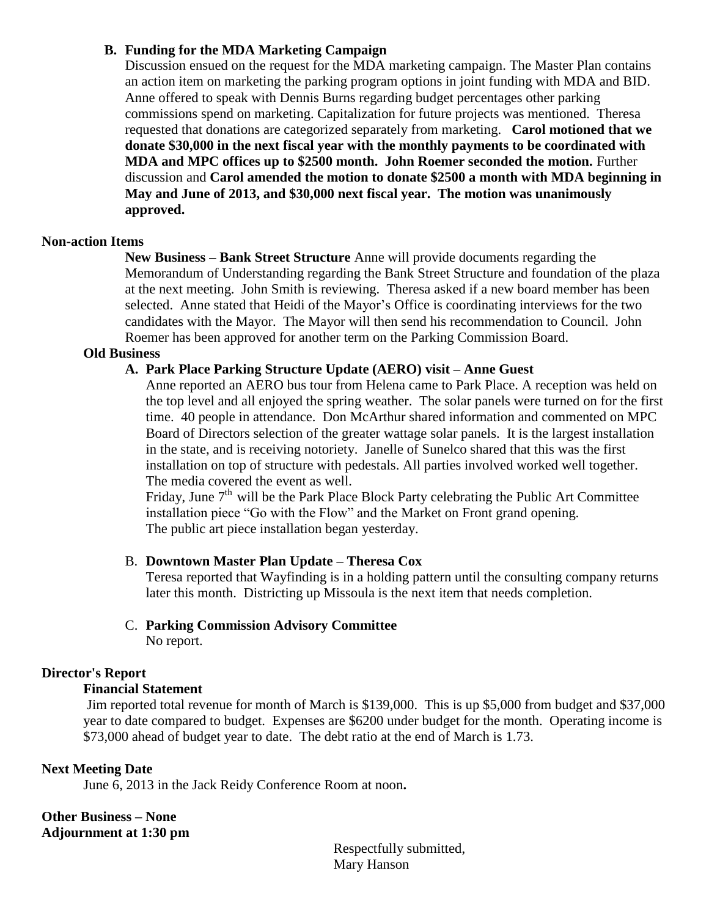**B. Funding for the MDA Marketing Campaign**

Discussion ensued on the request for the MDA marketing campaign. The Master Plan contains an action item on marketing the parking program options in joint funding with MDA and BID. Anne offered to speak with Dennis Burns regarding budget percentages other parking commissions spend on marketing. Capitalization for future projects was mentioned. Theresa requested that donations are categorized separately from marketing. **Carol motioned that we donate $30,000 in the next fiscal year with the monthly payments to be coordinated with MDA and MPC offices up to $2500 month. John Roemer seconded the motion.** Further discussion and **Carol amended the motion to donate $2500 a month with MDA beginning in May and June of 2013, and $30,000 next fiscal year. The motion was unanimously approved.**

**Non-action Items**

**New Business – Bank Street Structure** Anne will provide documents regarding the Memorandum of Understanding regarding the Bank Street Structure and foundation of the plaza at the next meeting. John Smith is reviewing. Theresa asked if a new board member has been selected. Anne stated that Heidi of the Mayor's Office is coordinating interviews for the two candidates with the Mayor. The Mayor will then send his recommendation to Council. John Roemer has been approved for another term on the Parking Commission Board.

**Old Business**

**A. Park Place Parking Structure Update (AERO) visit – Anne Guest**

Anne reported an AERO bus tour from Helena came to Park Place. A reception was held on the top level and all enjoyed the spring weather. The solar panels were turned on for the first time. 40 people in attendance. Don McArthur shared information and commented on MPC Board of Directors selection of the greater wattage solar panels. It is the largest installation in the state, and is receiving notoriety. Janelle of Sunelco shared that this was the first installation on top of structure with pedestals. All parties involved worked well together. The media covered the event as well.

Friday, June 7th will be the Park Place Block Party celebrating the Public Art Committee installation piece "Go with the Flow" and the Market on Front grand opening.

The public art piece installation began yesterday.

B. **Downtown Master Plan Update – Theresa Cox**

Teresa reported that Wayfinding is in a holding pattern until the consulting company returns later this month. Districting up Missoula is the next item that needs completion.

C. **Parking Commission Advisory Committee**

No report.

**Director's Report**

**Financial Statement**

Jim reported total revenue for month of March is $139,000. This is up $5,000 from budget and $37,000 year to date compared to budget. Expenses are $6200 under budget for the month. Operating income is $73,000 ahead of budget year to date. The debt ratio at the end of March is 1.73.

**Next Meeting Date**

June 6, 2013 in the Jack Reidy Conference Room at noon**.**

**Other Business – None**

**Adjournment at 1:30 pm**

Respectfully submitted,
Mary Hanson